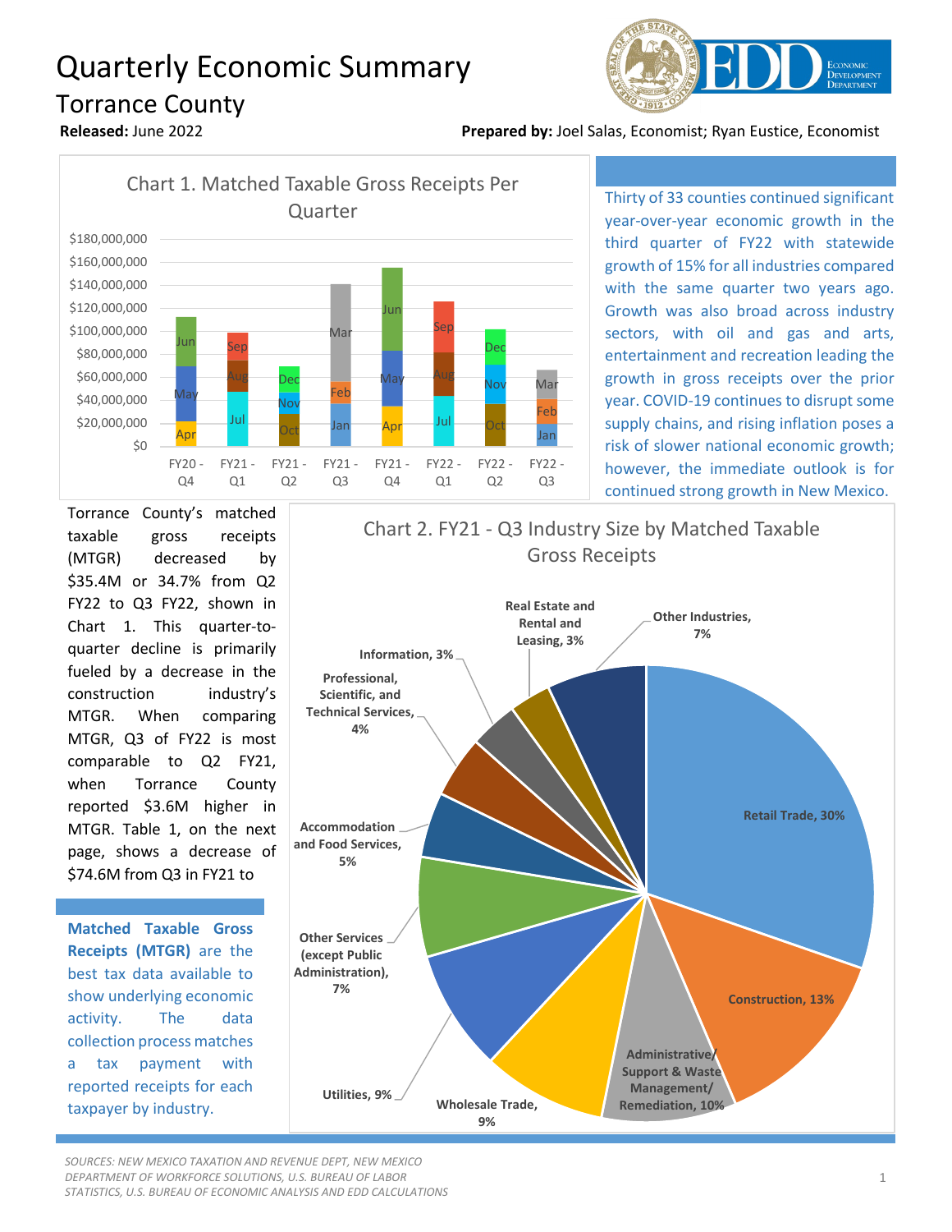# Quarterly Economic Summary

## Torrance County

**Released:** June 2022

**Prepared by:** Joel Salas, Economist; Ryan Eustice, Economist

Chart 1. Matched Taxable Gross Receipts Per Quarter

$180,000,000
$160,000,000
$140,000,000
$120,000,000
$100,000,000
$80,000,000
$60,000,000
$40,000,000
$20,000,000
$0

FY20 - Q4: Apr, May, Jun
FY21 - Q1: Jul, Aug, Sep
FY21 - Q2: Oct, Nov, Dec
FY21 - Q3: Jan, Feb, Mar
FY21 - Q4: Apr, May, Jun
FY22 - Q1: Jul, Aug, Sep
FY22 - Q2: Oct, Nov, Dec
FY22 - Q3: Jan, Feb, Mar

Thirty of 33 counties continued significant year-over-year economic growth in the third quarter of FY22 with statewide growth of 15% for all industries compared with the same quarter two years ago. Growth was also broad across industry sectors, with oil and gas and arts, entertainment and recreation leading the growth in gross receipts over the prior year. COVID-19 continues to disrupt some supply chains, and rising inflation poses a risk of slower national economic growth; however, the immediate outlook is for continued strong growth in New Mexico.

Torrance County's matched taxable gross receipts (MTGR) decreased by $35.4M or 34.7% from Q2 FY22 to Q3 FY22, shown in Chart 1. This quarter-to-quarter decline is primarily fueled by a decrease in the construction industry's MTGR. When comparing MTGR, Q3 of FY22 is most comparable to Q2 FY21, when Torrance County reported $3.6M higher in MTGR. Table 1, on the next page, shows a decrease of $74.6M from Q3 in FY21 to

**Matched Taxable Gross Receipts (MTGR)** are the best tax data available to show underlying economic activity. The data collection process matches a tax payment with reported receipts for each taxpayer by industry.

Chart 2. FY21 - Q3 Industry Size by Matched Taxable Gross Receipts

Retail Trade, 30%
Construction, 13%
Administrative/ Support & Waste Management/ Remediation, 10%
Wholesale Trade, 9%
Utilities, 9%
Other Services (except Public Administration), 7%
Accommodation and Food Services, 5%
Professional, Scientific, and Technical Services, 4%
Information, 3%
Real Estate and Rental and Leasing, 3%
Other Industries, 7%

*SOURCES: NEW MEXICO TAXATION AND REVENUE DEPT, NEW MEXICO DEPARTMENT OF WORKFORCE SOLUTIONS, U.S. BUREAU OF LABOR STATISTICS, U.S. BUREAU OF ECONOMIC ANALYSIS AND EDD CALCULATIONS*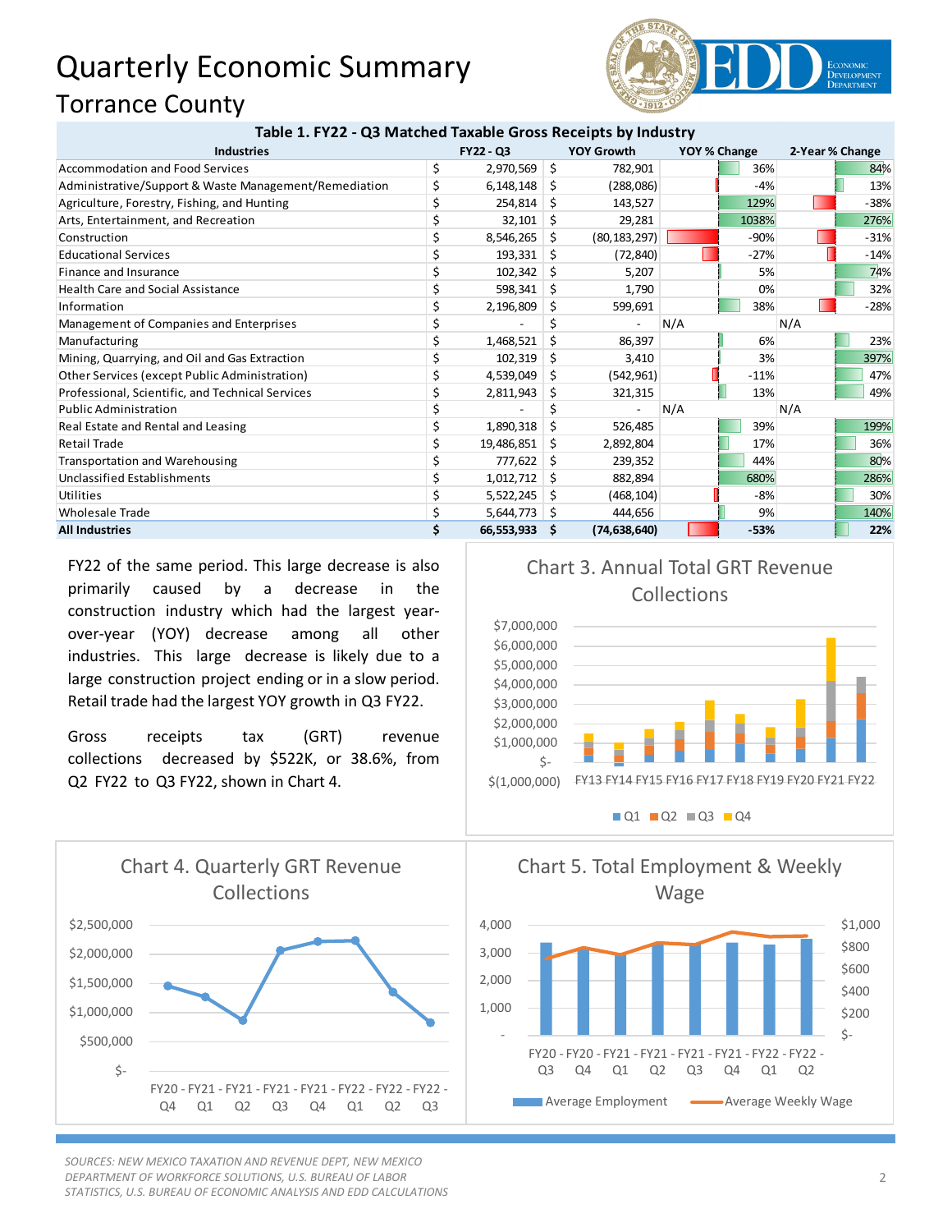# Quarterly Economic Summary

## Torrance County

**Table 1. FY22 - Q3 Matched Taxable Gross Receipts by Industry**

| Industries | FY22 - Q3 | YOY Growth | YOY % Change | 2-Year % Change |
|---|---|---|---|---|
| Accommodation and Food Services | $ 2,970,569 | $ 782,901 | 36% | 84% |
| Administrative/Support & Waste Management/Remediation | $ 6,148,148 | $ (288,086) | -4% | 13% |
| Agriculture, Forestry, Fishing, and Hunting | $ 254,814 | $ 143,527 | 129% | -38% |
| Arts, Entertainment, and Recreation | $ 32,101 | $ 29,281 | 1038% | 276% |
| Construction | $ 8,546,265 | $ (80,183,297) | -90% | -31% |
| Educational Services | $ 193,331 | $ (72,840) | -27% | -14% |
| Finance and Insurance | $ 102,342 | $ 5,207 | 5% | 74% |
| Health Care and Social Assistance | $ 598,341 | $ 1,790 | 0% | 32% |
| Information | $ 2,196,809 | $ 599,691 | 38% | -28% |
| Management of Companies and Enterprises | $ - | $ - | N/A | N/A |
| Manufacturing | $ 1,468,521 | $ 86,397 | 6% | 23% |
| Mining, Quarrying, and Oil and Gas Extraction | $ 102,319 | $ 3,410 | 3% | 397% |
| Other Services (except Public Administration) | $ 4,539,049 | $ (542,961) | -11% | 47% |
| Professional, Scientific, and Technical Services | $ 2,811,943 | $ 321,315 | 13% | 49% |
| Public Administration | $ - | $ - | N/A | N/A |
| Real Estate and Rental and Leasing | $ 1,890,318 | $ 526,485 | 39% | 199% |
| Retail Trade | $ 19,486,851 | $ 2,892,804 | 17% | 36% |
| Transportation and Warehousing | $ 777,622 | $ 239,352 | 44% | 80% |
| Unclassified Establishments | $ 1,012,712 | $ 882,894 | 680% | 286% |
| Utilities | $ 5,522,245 | $ (468,104) | -8% | 30% |
| Wholesale Trade | $ 5,644,773 | $ 444,656 | 9% | 140% |
| **All Industries** | **$ 66,553,933** | **$ (74,638,640)** | **-53%** | **22%** |

FY22 of the same period. This large decrease is also primarily caused by a decrease in the construction industry which had the largest year-over-year (YOY) decrease among all other industries. This large decrease is likely due to a large construction project ending or in a slow period. Retail trade had the largest YOY growth in Q3 FY22.

Gross receipts tax (GRT) revenue collections decreased by $522K, or 38.6%, from Q2 FY22 to Q3 FY22, shown in Chart 4.

Chart 3. Annual Total GRT Revenue Collections

$7,000,000
$6,000,000
$5,000,000
$4,000,000
$3,000,000
$2,000,000
$1,000,000
$-
$(1,000,000)

FY13 FY14 FY15 FY16 FY17 FY18 FY19 FY20 FY21 FY22

Q1 Q2 Q3 Q4

Chart 4. Quarterly GRT Revenue Collections

$2,500,000
$2,000,000
$1,500,000
$1,000,000
$500,000
$-

FY20 - Q4, FY21 - Q1, FY21 - Q2, FY21 - Q3, FY21 - Q4, FY22 - Q1, FY22 - Q2, FY22 - Q3

Chart 5. Total Employment & Weekly Wage

4,000
3,000
2,000
1,000
-

$1,000
$800
$600
$400
$200
$-

FY20 - Q3, FY20 - Q4, FY21 - Q1, FY21 - Q2, FY21 - Q3, FY21 - Q4, FY22 - Q1, FY22 - Q2

Average Employment Average Weekly Wage

*SOURCES: NEW MEXICO TAXATION AND REVENUE DEPT, NEW MEXICO DEPARTMENT OF WORKFORCE SOLUTIONS, U.S. BUREAU OF LABOR STATISTICS, U.S. BUREAU OF ECONOMIC ANALYSIS AND EDD CALCULATIONS*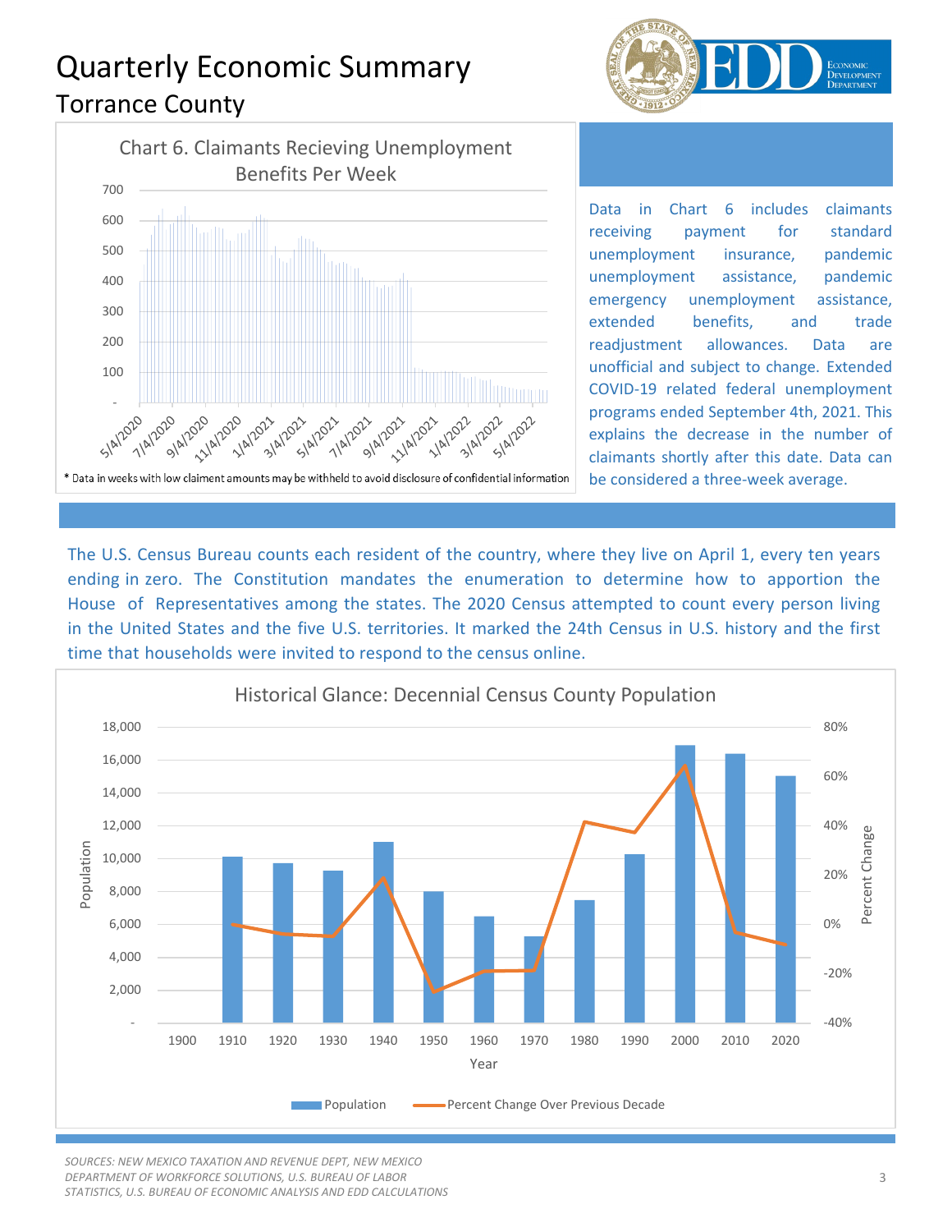# Quarterly Economic Summary

## Torrance County

Chart 6. Claimants Recieving Unemployment Benefits Per Week

700
600
500
400
300
200
100
-

5/4/2020 7/4/2020 9/4/2020 11/4/2020 1/4/2021 3/4/2021 5/4/2021 7/4/2021 9/4/2021 11/4/2021 1/4/2022 3/4/2022 5/4/2022

* Data in weeks with low claiment amounts may be withheld to avoid disclosure of confidential information

Data in Chart 6 includes claimants receiving payment for standard unemployment insurance, pandemic unemployment assistance, pandemic emergency unemployment assistance, extended benefits, and trade readjustment allowances. Data are unofficial and subject to change. Extended COVID-19 related federal unemployment programs ended September 4th, 2021. This explains the decrease in the number of claimants shortly after this date. Data can be considered a three-week average.

The U.S. Census Bureau counts each resident of the country, where they live on April 1, every ten years ending in zero. The Constitution mandates the enumeration to determine how to apportion the House of Representatives among the states. The 2020 Census attempted to count every person living in the United States and the five U.S. territories. It marked the 24th Census in U.S. history and the first time that households were invited to respond to the census online.

Historical Glance: Decennial Census County Population

Population: 18,000 16,000 14,000 12,000 10,000 8,000 6,000 4,000 2,000 -

Percent Change: 80% 60% 40% 20% 0% -20% -40%

Year: 1900 1910 1920 1930 1940 1950 1960 1970 1980 1990 2000 2010 2020

Population — Percent Change Over Previous Decade

*SOURCES: NEW MEXICO TAXATION AND REVENUE DEPT, NEW MEXICO DEPARTMENT OF WORKFORCE SOLUTIONS, U.S. BUREAU OF LABOR STATISTICS, U.S. BUREAU OF ECONOMIC ANALYSIS AND EDD CALCULATIONS*